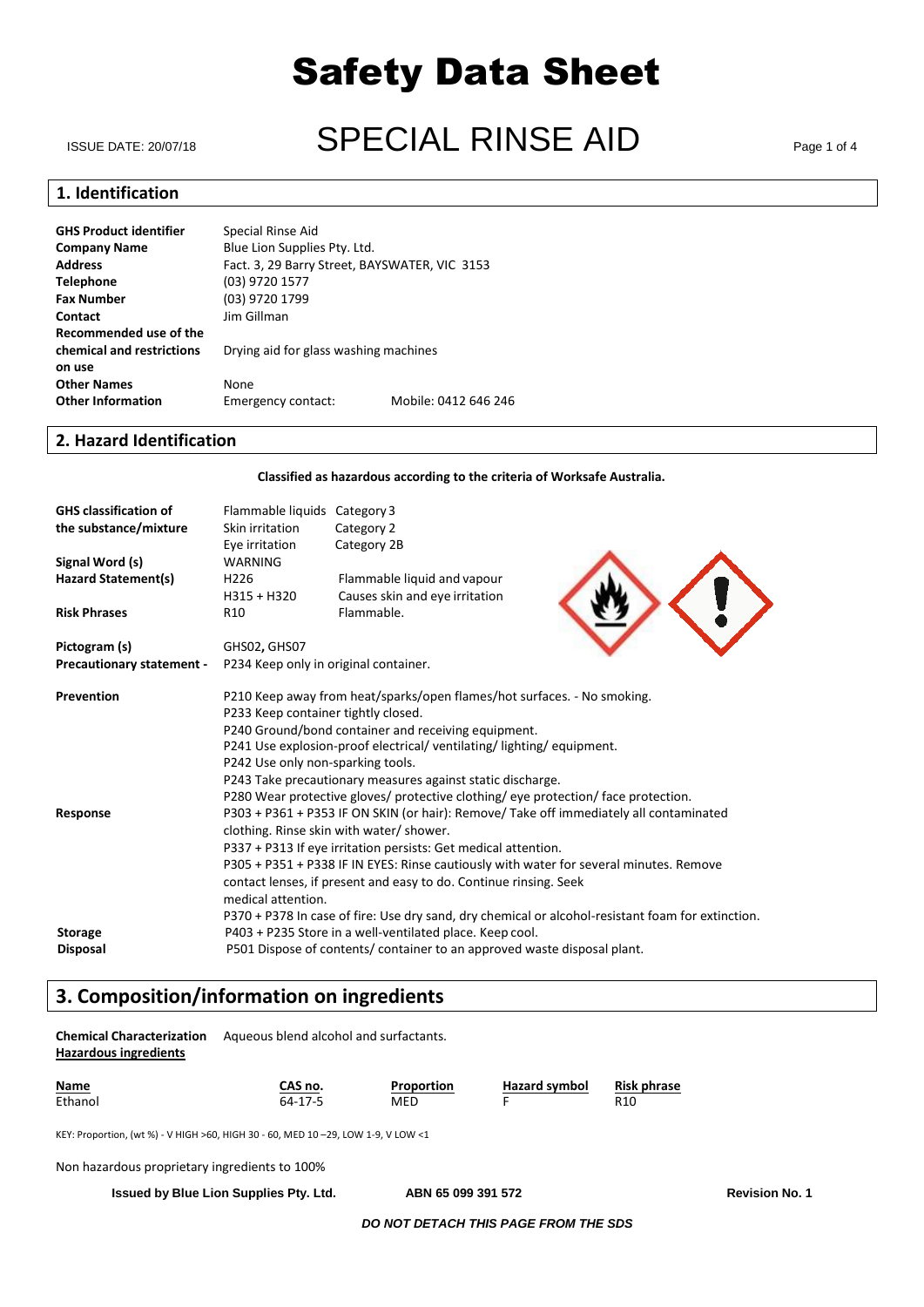# Safety Data Sheet

ISSUE DATE: 20/07/18

# SPECIAL RINSE AID

## 1. Identification

| | |
|---|---|
| **GHS Product identifier** | Special Rinse Aid |
| **Company Name** | Blue Lion Supplies Pty. Ltd. |
| **Address** | Fact. 3, 29 Barry Street, BAYSWATER, VIC 3153 |
| **Telephone** | (03) 9720 1577 |
| **Fax Number** | (03) 9720 1799 |
| **Contact** | Jim Gillman |
| **Recommended use of the chemical and restrictions on use** | Drying aid for glass washing machines |
| **Other Names** | None |
| **Other Information** | Emergency contact: Mobile: 0412 646 246 |

## 2. Hazard Identification

**Classified as hazardous according to the criteria of Worksafe Australia.**

| | | |
|---|---|---|
| **GHS classification of the substance/mixture** | Flammable liquids | Category 3 |
| | Skin irritation | Category 2 |
| | Eye irritation | Category 2B |
| **Signal Word (s)** | WARNING | |
| **Hazard Statement(s)** | H226 | Flammable liquid and vapour |
| | H315 + H320 | Causes skin and eye irritation |
| **Risk Phrases** | R10 | Flammable. |
| **Pictogram (s)** | GHS02, GHS07 | |
| **Precautionary statement -** | P234 Keep only in original container. | |

**Prevention**

P210 Keep away from heat/sparks/open flames/hot surfaces. - No smoking.
P233 Keep container tightly closed.
P240 Ground/bond container and receiving equipment.
P241 Use explosion-proof electrical/ ventilating/ lighting/ equipment.
P242 Use only non-sparking tools.
P243 Take precautionary measures against static discharge.
P280 Wear protective gloves/ protective clothing/ eye protection/ face protection.

**Response**

P303 + P361 + P353 IF ON SKIN (or hair): Remove/ Take off immediately all contaminated clothing. Rinse skin with water/ shower.
P337 + P313 If eye irritation persists: Get medical attention.
P305 + P351 + P338 IF IN EYES: Rinse cautiously with water for several minutes. Remove contact lenses, if present and easy to do. Continue rinsing. Seek medical attention.
P370 + P378 In case of fire: Use dry sand, dry chemical or alcohol-resistant foam for extinction.

**Storage**

P403 + P235 Store in a well-ventilated place. Keep cool.

**Disposal**

P501 Dispose of contents/ container to an approved waste disposal plant.

## 3. Composition/information on ingredients

**Chemical Characterization** Aqueous blend alcohol and surfactants.

**Hazardous ingredients**

| Name | CAS no. | Proportion | Hazard symbol | Risk phrase |
|---|---|---|---|---|
| Ethanol | 64-17-5 | MED | F | R10 |

KEY: Proportion, (wt %) - V HIGH >60, HIGH 30 - 60, MED 10 –29, LOW 1-9, V LOW <1

Non hazardous proprietary ingredients to 100%

**Issued by Blue Lion Supplies Pty. Ltd.** **ABN 65 099 391 572** **Revision No. 1**

***DO NOT DETACH THIS PAGE FROM THE SDS***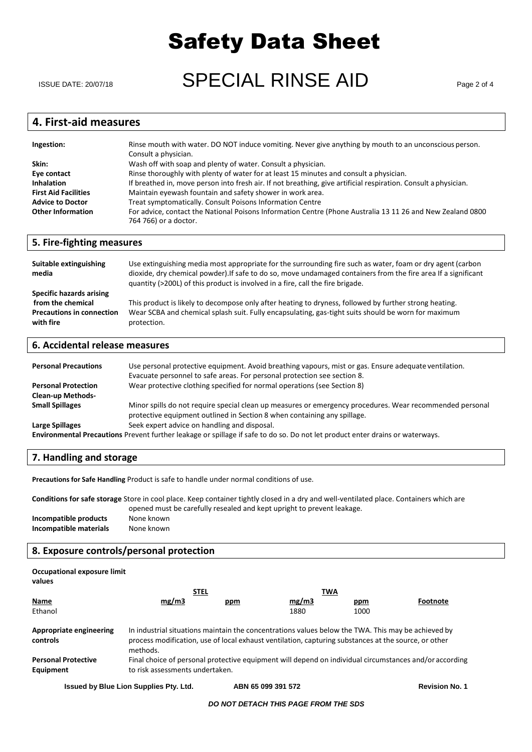## 4. First-aid measures

**Ingestion:** Rinse mouth with water. DO NOT induce vomiting. Never give anything by mouth to an unconscious person. Consult a physician.

**Skin:** Wash off with soap and plenty of water. Consult a physician.

**Eye contact** Rinse thoroughly with plenty of water for at least 15 minutes and consult a physician.

**Inhalation** If breathed in, move person into fresh air. If not breathing, give artificial respiration. Consult a physician.

**First Aid Facilities** Maintain eyewash fountain and safety shower in work area.

**Advice to Doctor** Treat symptomatically. Consult Poisons Information Centre

**Other Information** For advice, contact the National Poisons Information Centre (Phone Australia 13 11 26 and New Zealand 0800 764 766) or a doctor.

## 5. Fire-fighting measures

**Suitable extinguishing media** Use extinguishing media most appropriate for the surrounding fire such as water, foam or dry agent (carbon dioxide, dry chemical powder).If safe to do so, move undamaged containers from the fire area If a significant quantity (>200L) of this product is involved in a fire, call the fire brigade.

**Specific hazards arising from the chemical** This product is likely to decompose only after heating to dryness, followed by further strong heating.

**Precautions in connection with fire** Wear SCBA and chemical splash suit. Fully encapsulating, gas-tight suits should be worn for maximum protection.

## 6. Accidental release measures

**Personal Precautions** Use personal protective equipment. Avoid breathing vapours, mist or gas. Ensure adequate ventilation. Evacuate personnel to safe areas. For personal protection see section 8.

**Personal Protection** Wear protective clothing specified for normal operations (see Section 8)

**Clean-up Methods-**

**Small Spillages** Minor spills do not require special clean up measures or emergency procedures. Wear recommended personal protective equipment outlined in Section 8 when containing any spillage.

**Large Spillages** Seek expert advice on handling and disposal.

**Environmental Precautions** Prevent further leakage or spillage if safe to do so. Do not let product enter drains or waterways.

## 7. Handling and storage

**Precautions for Safe Handling** Product is safe to handle under normal conditions of use.

**Conditions for safe storage** Store in cool place. Keep container tightly closed in a dry and well-ventilated place. Containers which are opened must be carefully resealed and kept upright to prevent leakage.

**Incompatible products** None known

**Incompatible materials** None known

## 8. Exposure controls/personal protection

**Occupational exposure limit values**

| | STEL | | TWA | | |
|---|---|---|---|---|---|
| **Name** | **mg/m3** | **ppm** | **mg/m3** | **ppm** | **Footnote** |
| Ethanol | | | 1880 | 1000 | |

**Appropriate engineering controls** In industrial situations maintain the concentrations values below the TWA. This may be achieved by process modification, use of local exhaust ventilation, capturing substances at the source, or other methods.

**Personal Protective Equipment** Final choice of personal protective equipment will depend on individual circumstances and/or according to risk assessments undertaken.

**Issued by Blue Lion Supplies Pty. Ltd.** **ABN 65 099 391 572** **Revision No. 1**

*DO NOT DETACH THIS PAGE FROM THE SDS*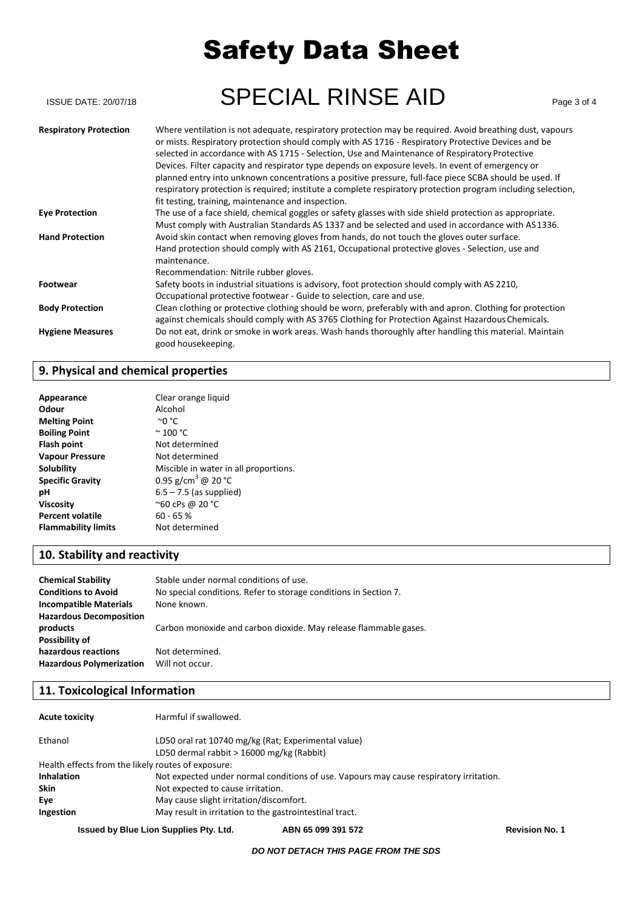| | |
|---|---|
| **Respiratory Protection** | Where ventilation is not adequate, respiratory protection may be required. Avoid breathing dust, vapours or mists. Respiratory protection should comply with AS 1716 - Respiratory Protective Devices and be selected in accordance with AS 1715 - Selection, Use and Maintenance of Respiratory Protective Devices. Filter capacity and respirator type depends on exposure levels. In event of emergency or planned entry into unknown concentrations a positive pressure, full-face piece SCBA should be used. If respiratory protection is required; institute a complete respiratory protection program including selection, fit testing, training, maintenance and inspection. |
| **Eye Protection** | The use of a face shield, chemical goggles or safety glasses with side shield protection as appropriate. Must comply with Australian Standards AS 1337 and be selected and used in accordance with AS 1336. |
| **Hand Protection** | Avoid skin contact when removing gloves from hands, do not touch the gloves outer surface. Hand protection should comply with AS 2161, Occupational protective gloves - Selection, use and maintenance. Recommendation: Nitrile rubber gloves. |
| **Footwear** | Safety boots in industrial situations is advisory, foot protection should comply with AS 2210, Occupational protective footwear - Guide to selection, care and use. |
| **Body Protection** | Clean clothing or protective clothing should be worn, preferably with and apron. Clothing for protection against chemicals should comply with AS 3765 Clothing for Protection Against Hazardous Chemicals. |
| **Hygiene Measures** | Do not eat, drink or smoke in work areas. Wash hands thoroughly after handling this material. Maintain good housekeeping. |

## 9. Physical and chemical properties

| | |
|---|---|
| **Appearance** | Clear orange liquid |
| **Odour** | Alcohol |
| **Melting Point** | ~0 °C |
| **Boiling Point** | ~ 100 °C |
| **Flash point** | Not determined |
| **Vapour Pressure** | Not determined |
| **Solubility** | Miscible in water in all proportions. |
| **Specific Gravity** | 0.95 g/cm$^3$ @ 20 °C |
| **pH** | 6.5 – 7.5 (as supplied) |
| **Viscosity** | ~60 cPs @ 20 °C |
| **Percent volatile** | 60 - 65 % |
| **Flammability limits** | Not determined |

## 10. Stability and reactivity

| | |
|---|---|
| **Chemical Stability** | Stable under normal conditions of use. |
| **Conditions to Avoid** | No special conditions. Refer to storage conditions in Section 7. |
| **Incompatible Materials** | None known. |
| **Hazardous Decomposition products** | Carbon monoxide and carbon dioxide. May release flammable gases. |
| **Possibility of hazardous reactions** | Not determined. |
| **Hazardous Polymerization** | Will not occur. |

## 11. Toxicological Information

**Acute toxicity** Harmful if swallowed.

| | |
|---|---|
| Ethanol | LD50 oral rat 10740 mg/kg (Rat; Experimental value)<br>LD50 dermal rabbit > 16000 mg/kg (Rabbit) |

Health effects from the likely routes of exposure:

| | |
|---|---|
| **Inhalation** | Not expected under normal conditions of use. Vapours may cause respiratory irritation. |
| **Skin** | Not expected to cause irritation. |
| **Eye** | May cause slight irritation/discomfort. |
| **Ingestion** | May result in irritation to the gastrointestinal tract. |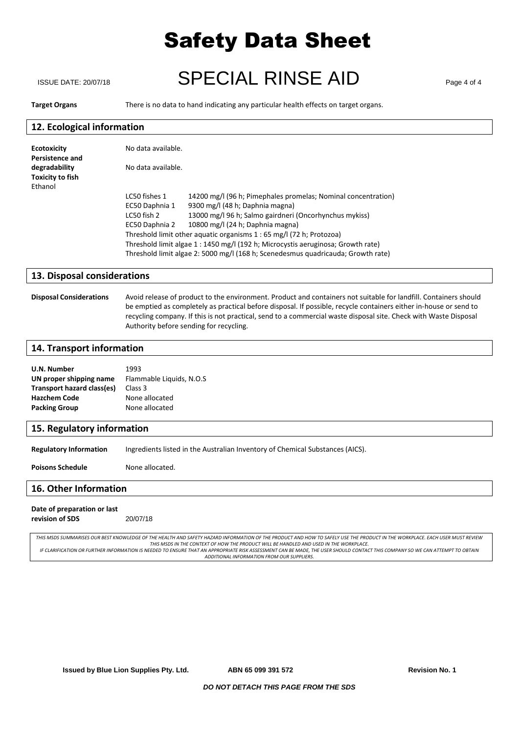**Target Organs** There is no data to hand indicating any particular health effects on target organs.

## 12. Ecological information

**Ecotoxicity** No data available.

**Persistence and degradability** No data available.

**Toxicity to fish**

Ethanol

| | |
|---|---|
| LC50 fishes 1 | 14200 mg/l (96 h; Pimephales promelas; Nominal concentration) |
| EC50 Daphnia 1 | 9300 mg/l (48 h; Daphnia magna) |
| LC50 fish 2 | 13000 mg/l 96 h; Salmo gairdneri (Oncorhynchus mykiss) |
| EC50 Daphnia 2 | 10800 mg/l (24 h; Daphnia magna) |

Threshold limit other aquatic organisms 1 : 65 mg/l (72 h; Protozoa)
Threshold limit algae 1 : 1450 mg/l (192 h; Microcystis aeruginosa; Growth rate)
Threshold limit algae 2: 5000 mg/l (168 h; Scenedesmus quadricauda; Growth rate)

## 13. Disposal considerations

**Disposal Considerations** Avoid release of product to the environment. Product and containers not suitable for landfill. Containers should be emptied as completely as practical before disposal. If possible, recycle containers either in-house or send to recycling company. If this is not practical, send to a commercial waste disposal site. Check with Waste Disposal Authority before sending for recycling.

## 14. Transport information

| | |
|---|---|
| **U.N. Number** | 1993 |
| **UN proper shipping name** | Flammable Liquids, N.O.S |
| **Transport hazard class(es)** | Class 3 |
| **Hazchem Code** | None allocated |
| **Packing Group** | None allocated |

## 15. Regulatory information

**Regulatory Information** Ingredients listed in the Australian Inventory of Chemical Substances (AICS).

**Poisons Schedule** None allocated.

## 16. Other Information

**Date of preparation or last revision of SDS** 20/07/18

*THIS MSDS SUMMARISES OUR BEST KNOWLEDGE OF THE HEALTH AND SAFETY HAZARD INFORMATION OF THE PRODUCT AND HOW TO SAFELY USE THE PRODUCT IN THE WORKPLACE. EACH USER MUST REVIEW THIS MSDS IN THE CONTEXT OF HOW THE PRODUCT WILL BE HANDLED AND USED IN THE WORKPLACE.*
*IF CLARIFICATION OR FURTHER INFORMATION IS NEEDED TO ENSURE THAT AN APPROPRIATE RISK ASSESSMENT CAN BE MADE, THE USER SHOULD CONTACT THIS COMPANY SO WE CAN ATTEMPT TO OBTAIN ADDITIONAL INFORMATION FROM OUR SUPPLIERS.*

**Issued by Blue Lion Supplies Pty. Ltd.** **ABN 65 099 391 572** **Revision No. 1**

***DO NOT DETACH THIS PAGE FROM THE SDS***